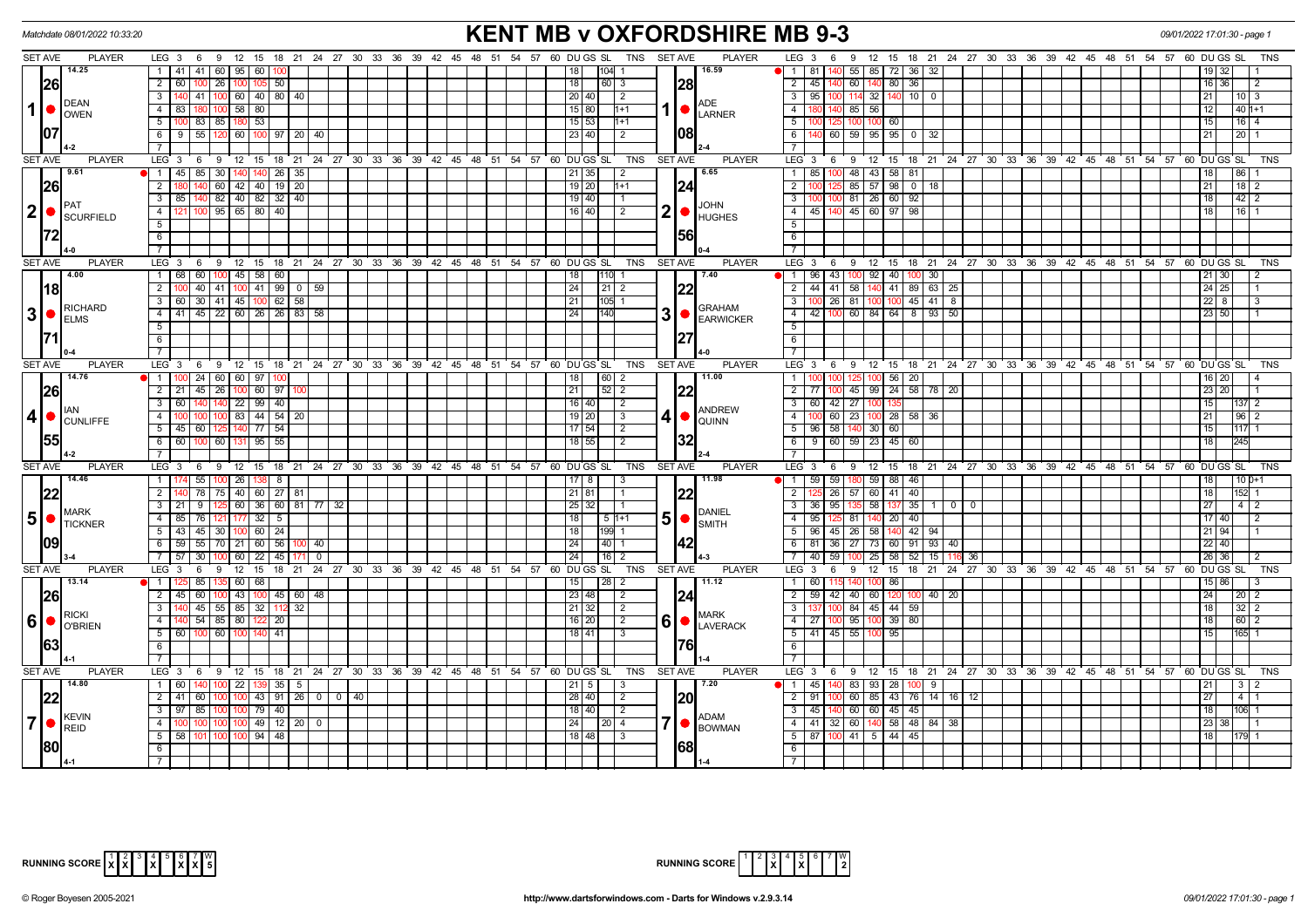Matchdate 08/01/2022 10:33:20

# KENT MB v OXFORDSHIRE MB 9-3

09/01/2022 17:01:30 - page 1

| SET AVE | PLAYER | LEG | 3 | 6 | 9 | 12 | 15 | 18 | 21 | 24 | 27 | 30 | DU | GS | SL | TNS | SET AVE | PLAYER | LEG | 3 | 6 | 9 | 12 | 15 | 18 | 21 | 24 | 27 | 30 | DU | GS | SL | TNS |
|---|---|---|---|---|---|---|---|---|---|---|---|---|---|---|---|---|---|---|---|---|---|---|---|---|---|---|---|---|---|---|---|---|---|
| 14.25 / 26 / 07 / 4-2 | 1 DEAN OWEN | 1 | 41 | 41 | 60 | 95 | 60 | 100 | | | | | 18 | | 104 | 1 | 16.59 / 28 / 08 / 2-4 | 1 ADE LARNER | 1 | 81 | 140 | 55 | 85 | 72 | 36 | 32 | | | | 19 | 32 | | 1 |
| | | 2 | 60 | 100 | 26 | 100 | 105 | 50 | | | | | 18 | | 60 | 3 | | | 2 | 45 | 140 | 60 | 140 | 80 | 36 | | | | | 16 | 36 | | 2 |
| | | 3 | 140 | 41 | 100 | 60 | 40 | 80 | 40 | | | | 20 | 40 | | 2 | | | 3 | 95 | 100 | 114 | 32 | 140 | 10 | 0 | | | | 21 | | 10 | 3 |
| | | 4 | 83 | 180 | 100 | 58 | 80 | | | | | | 15 | 80 | | 1+1 | | | 4 | 180 | 140 | 85 | 56 | | | | | | | 12 | | 40 | 1+1 |
| | | 5 | 100 | 83 | 85 | 180 | 53 | | | | | | 15 | 53 | | 1+1 | | | 5 | 100 | 125 | 100 | 100 | 60 | | | | | | 15 | | 16 | 4 |
| | | 6 | 9 | 55 | 120 | 60 | 100 | 97 | 20 | 40 | | | 23 | 40 | | 2 | | | 6 | 140 | 60 | 59 | 95 | 95 | 0 | 32 | | | | 21 | | 20 | 1 |
| 9.61 / 26 / 72 / 4-0 | 2 PAT SCURFIELD | 1 | 45 | 85 | 30 | 140 | 140 | 26 | 35 | | | | 21 | 35 | | 2 | 6.65 / 24 / 56 / 0-4 | 2 JOHN HUGHES | 1 | 85 | 100 | 48 | 43 | 58 | 81 | | | | | 18 | | 86 | 1 |
| | | 2 | 180 | 140 | 60 | 42 | 40 | 19 | 20 | | | | 19 | 20 | | 1+1 | | | 2 | 100 | 125 | 85 | 57 | 98 | 0 | 18 | | | | 21 | | 18 | 2 |
| | | 3 | 85 | 140 | 82 | 40 | 82 | 32 | 40 | | | | 19 | 40 | | 1 | | | 3 | 100 | 100 | 81 | 26 | 60 | 92 | | | | | 18 | | 42 | 2 |
| | | 4 | 121 | 100 | 95 | 65 | 80 | 40 | | | | | 16 | 40 | | 2 | | | 4 | 45 | 140 | 45 | 60 | 97 | 98 | | | | | 18 | | 16 | 1 |
| 4.00 / 18 / 71 / 0-4 | 3 RICHARD ELMS | 1 | 68 | 60 | 100 | 45 | 58 | 60 | | | | | 18 | | 110 | 1 | 7.40 / 22 / 27 / 4-0 | 3 GRAHAM EARWICKER | 1 | 96 | 43 | 100 | 92 | 40 | 100 | 30 | | | | 21 | 30 | | 2 |
| | | 2 | 100 | 40 | 41 | 100 | 41 | 99 | 0 | 59 | | | 24 | | 21 | 2 | | | 2 | 44 | 41 | 58 | 140 | 41 | 89 | 63 | 25 | | | 24 | 25 | | 1 |
| | | 3 | 60 | 30 | 41 | 45 | 100 | 62 | 58 | | | | 21 | | 105 | 1 | | | 3 | 100 | 26 | 81 | 100 | 100 | 45 | 41 | 8 | | | 22 | 8 | | 3 |
| | | 4 | 41 | 45 | 22 | 60 | 26 | 26 | 83 | 58 | | | 24 | | 140 | | | | 4 | 42 | 100 | 60 | 84 | 64 | 8 | 93 | 50 | | | 23 | 50 | | 1 |
| 14.76 / 26 / 55 / 4-2 | 4 IAN CUNLIFFE | 1 | 100 | 24 | 60 | 60 | 97 | 100 | | | | | 18 | | 60 | 2 | 11.00 / 22 / 32 / 2-4 | 4 ANDREW QUINN | 1 | 100 | 100 | 125 | 100 | 56 | 20 | | | | | 16 | 20 | | 4 |
| | | 2 | 21 | 45 | 26 | 100 | 60 | 97 | 100 | | | | 21 | | 52 | 2 | | | 2 | 77 | 100 | 45 | 99 | 24 | 58 | 78 | 20 | | | 23 | 20 | | 1 |
| | | 3 | 60 | 140 | 140 | 22 | 99 | 40 | | | | | 16 | 40 | | 2 | | | 3 | 60 | 42 | 27 | 100 | 135 | | | | | | 15 | | 137 | 2 |
| | | 4 | 100 | 100 | 100 | 83 | 44 | 54 | 20 | | | | 19 | 20 | | 3 | | | 4 | 100 | 60 | 23 | 100 | 28 | 58 | 36 | | | | 21 | | 96 | 2 |
| | | 5 | 45 | 60 | 125 | 140 | 77 | 54 | | | | | 17 | 54 | | 2 | | | 5 | 96 | 58 | 140 | 30 | 60 | | | | | | 15 | | 117 | 1 |
| | | 6 | 60 | 100 | 60 | 131 | 95 | 55 | | | | | 18 | 55 | | 2 | | | 6 | 9 | 60 | 59 | 23 | 45 | 60 | | | | | 18 | | 245 | |
| 14.46 / 22 / 09 / 3-4 | 5 MARK TICKNER | 1 | 174 | 55 | 100 | 26 | 138 | 8 | | | | | 17 | 8 | | 3 | 11.98 / 22 / 42 / 4-3 | 5 DANIEL SMITH | 1 | 59 | 59 | 180 | 59 | 88 | 46 | | | | | 18 | | 10 | 0+1 |
| | | 2 | 140 | 78 | 75 | 40 | 60 | 27 | 81 | | | | 21 | 81 | | 1 | | | 2 | 125 | 26 | 57 | 60 | 41 | 40 | | | | | 18 | | 152 | 1 |
| | | 3 | 21 | 9 | 125 | 60 | 36 | 60 | 81 | 77 | 32 | | 25 | 32 | | 1 | | | 3 | 36 | 95 | 135 | 58 | 137 | 35 | 1 | 0 | 0 | | 27 | | 4 | 2 |
| | | 4 | 85 | 76 | 121 | 177 | 32 | 5 | | | | | 18 | | 5 | 1+1 | | | 4 | 95 | 125 | 81 | 140 | 20 | 40 | | | | | 17 | 40 | | 2 |
| | | 5 | 43 | 45 | 30 | 100 | 60 | 24 | | | | | 18 | | 199 | 1 | | | 5 | 96 | 45 | 26 | 58 | 140 | 42 | 94 | | | | 21 | 94 | | 1 |
| | | 6 | 59 | 55 | 70 | 21 | 60 | 56 | 100 | 40 | | | 24 | | 40 | 1 | | | 6 | 81 | 36 | 27 | 73 | 60 | 91 | 93 | 40 | | | 22 | 40 | | |
| | | 7 | 57 | 30 | 100 | 60 | 22 | 45 | 171 | 0 | | | 24 | | 16 | 2 | | | 7 | 40 | 59 | 100 | 25 | 58 | 52 | 15 | 116 | 36 | | 26 | 36 | | 2 |
| 13.14 / 26 / 63 / 4-1 | 6 RICKI O'BRIEN | 1 | 125 | 85 | 135 | 60 | 68 | | | | | | 15 | | 28 | 2 | 11.12 / 24 / 76 / 1-4 | 6 MARK LAVERACK | 1 | 60 | 115 | 140 | 100 | 86 | | | | | | 15 | 86 | | 3 |
| | | 2 | 45 | 60 | 100 | 43 | 100 | 45 | 60 | 48 | | | 23 | 48 | | 2 | | | 2 | 59 | 42 | 40 | 60 | 120 | 100 | 40 | 20 | | | 24 | | 20 | 2 |
| | | 3 | 140 | 45 | 55 | 85 | 32 | 112 | 32 | | | | 21 | 32 | | 2 | | | 3 | 137 | 100 | 84 | 45 | 44 | 59 | | | | | 18 | | 32 | 2 |
| | | 4 | 140 | 54 | 85 | 80 | 122 | 20 | | | | | 16 | 20 | | 2 | | | 4 | 27 | 100 | 95 | 100 | 39 | 80 | | | | | 18 | | 60 | 2 |
| | | 5 | 60 | 100 | 60 | 100 | 140 | 41 | | | | | 18 | 41 | | 3 | | | 5 | 41 | 45 | 55 | 100 | 95 | | | | | | 15 | | 165 | 1 |
| 14.80 / 22 / 80 / 4-1 | 7 KEVIN REID | 1 | 60 | 140 | 100 | 22 | 139 | 35 | 5 | | | | 21 | 5 | | 3 | 7.20 / 20 / 68 / 1-4 | 7 ADAM BOWMAN | 1 | 45 | 140 | 83 | 93 | 28 | 100 | 9 | | | | 21 | | 3 | 2 |
| | | 2 | 41 | 60 | 100 | 100 | 43 | 91 | 26 | 0 | 0 | 40 | 28 | 40 | | 2 | | | 2 | 91 | 100 | 60 | 85 | 43 | 76 | 14 | 16 | 12 | | 27 | | 4 | 1 |
| | | 3 | 97 | 85 | 100 | 100 | 79 | 40 | | | | | 18 | 40 | | 2 | | | 3 | 45 | 140 | 60 | 60 | 45 | 45 | | | | | 18 | | 106 | 1 |
| | | 4 | 100 | 100 | 100 | 100 | 49 | 12 | 20 | 0 | | | 24 | | 20 | 4 | | | 4 | 41 | 32 | 60 | 140 | 58 | 48 | 84 | 38 | | | 23 | 38 | | 1 |
| | | 5 | 58 | 101 | 100 | 100 | 94 | 48 | | | | | 18 | 48 | | 3 | | | 5 | 87 | 100 | 41 | 5 | 44 | 45 | | | | | 18 | | 179 | 1 |

RUNNING SCORE (KENT MB): 1 X, 2 X, 3, 4 X, 5, 6 X, 7 X — W 5

RUNNING SCORE (OXFORDSHIRE MB): 1, 2, 3 X, 4, 5 X, 6, 7 — W 2

© Roger Boyesen 2005-2021 http://www.dartsforwindows.com - Darts for Windows v.2.9.3.14 09/01/2022 17:01:30 - page 1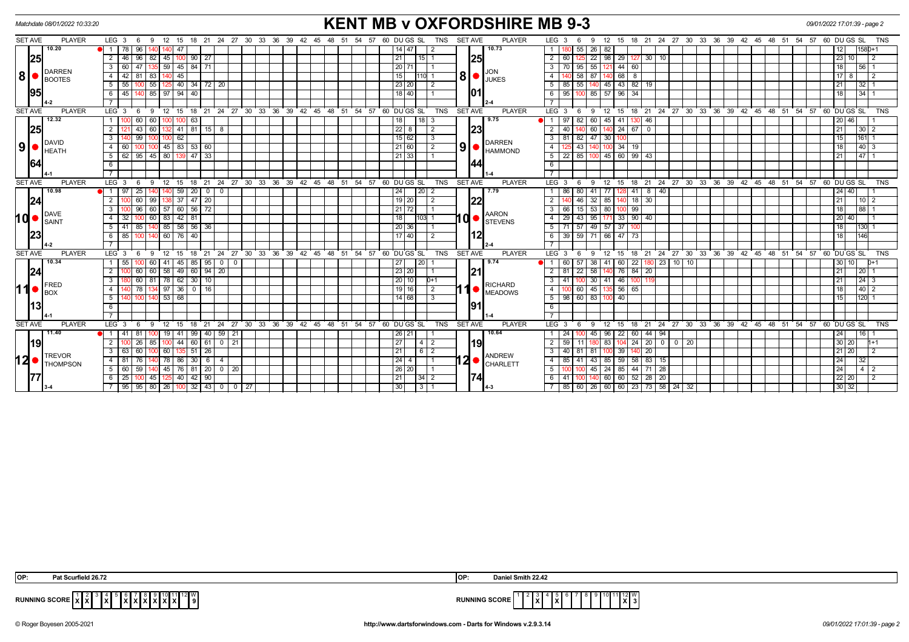Matchdate 08/01/2022 10:33:20

# KENT MB v OXFORDSHIRE MB 9-3

## Set 8

| SET AVE | PLAYER | LEG | Scores | DU | GS | SL | TNS |
|---|---|---|---|---|---|---|---|
| 10.20 / 25 / 95 / 4-2 | DARREN BOOTES | 1 | 78 96 140 140 47 | 14 | 47 | | 2 |
| | | 2 | 46 96 82 45 100 90 27 | 21 | | 15 | 1 |
| | | 3 | 60 47 135 59 45 84 71 | 20 | 71 | | 1 |
| | | 4 | 42 81 83 140 45 | 15 | | 110 | 1 |
| | | 5 | 55 100 55 125 40 34 72 20 | 23 | 20 | | 2 |
| | | 6 | 45 140 85 97 94 40 | 18 | 40 | | 1 |

| SET AVE | PLAYER | LEG | Scores | DU | GS | SL | TNS |
|---|---|---|---|---|---|---|---|
| 10.73 / 25 / 01 / 2-4 | JON JUKES | 1 | 180 55 26 82 | 12 | | 158 | 0+1 |
| | | 2 | 60 125 22 98 29 127 30 10 | 23 | 10 | | 2 |
| | | 3 | 70 95 55 121 44 60 | 18 | | 56 | 1 |
| | | 4 | 140 58 87 140 68 8 | 17 | 8 | | 2 |
| | | 5 | 85 55 140 45 43 82 19 | 21 | | 32 | 1 |
| | | 6 | 95 100 85 57 96 34 | 18 | | 34 | 1 |

## Set 9

| SET AVE | PLAYER | LEG | Scores | DU | GS | SL | TNS |
|---|---|---|---|---|---|---|---|
| 12.32 / 25 / 64 / 4-1 | DAVID HEATH | 1 | 100 60 60 100 100 63 | 18 | | 18 | 3 |
| | | 2 | 121 43 60 132 41 81 15 8 | 22 | 8 | | 2 |
| | | 3 | 140 99 100 100 62 | 15 | 62 | | 3 |
| | | 4 | 60 100 100 45 83 53 60 | 21 | 60 | | 2 |
| | | 5 | 62 95 45 80 139 47 33 | 21 | 33 | | 1 |

| SET AVE | PLAYER | LEG | Scores | DU | GS | SL | TNS |
|---|---|---|---|---|---|---|---|
| 9.75 / 23 / 44 / 1-4 | DARREN HAMMOND | 1 | 97 82 60 45 41 130 46 | 20 | 46 | | 1 |
| | | 2 | 40 140 60 140 24 67 0 | 21 | | 30 | 2 |
| | | 3 | 81 82 47 30 100 | 15 | | 161 | 1 |
| | | 4 | 125 43 140 100 34 19 | 18 | | 40 | 3 |
| | | 5 | 22 85 100 45 60 99 43 | 21 | | 47 | 1 |

## Set 10

| SET AVE | PLAYER | LEG | Scores | DU | GS | SL | TNS |
|---|---|---|---|---|---|---|---|
| 10.98 / 24 / 23 / 4-2 | DAVE SAINT | 1 | 97 25 140 140 59 20 0 0 | 24 | | 20 | 2 |
| | | 2 | 100 60 99 138 37 47 20 | 19 | 20 | | 2 |
| | | 3 | 100 96 60 57 60 56 72 | 21 | 72 | | 1 |
| | | 4 | 32 100 60 83 42 81 | 18 | | 103 | 1 |
| | | 5 | 41 85 140 85 58 56 36 | 20 | 36 | | 1 |
| | | 6 | 85 100 140 60 76 40 | 17 | 40 | | 2 |

| SET AVE | PLAYER | LEG | Scores | DU | GS | SL | TNS |
|---|---|---|---|---|---|---|---|
| 7.79 / 22 / 12 / 2-4 | AARON STEVENS | 1 | 86 80 41 77 128 41 8 40 | 24 | 40 | | 1 |
| | | 2 | 140 46 32 85 140 18 30 | 21 | | 10 | 2 |
| | | 3 | 66 15 53 80 100 99 | 18 | | 88 | 1 |
| | | 4 | 29 43 95 171 33 90 40 | 20 | 40 | | 1 |
| | | 5 | 71 57 49 57 37 100 | 18 | | 130 | 1 |
| | | 6 | 39 59 71 66 47 73 | 18 | | 146 | |

## Set 11

| SET AVE | PLAYER | LEG | Scores | DU | GS | SL | TNS |
|---|---|---|---|---|---|---|---|
| 10.34 / 24 / 13 / 4-1 | FRED BOX | 1 | 55 100 60 41 45 85 95 0 0 | 27 | | 20 | 1 |
| | | 2 | 100 60 60 58 49 60 94 20 | 23 | 20 | | 1 |
| | | 3 | 180 60 81 78 62 30 10 | 20 | 10 | | 0+1 |
| | | 4 | 140 78 134 97 36 0 16 | 19 | 16 | | 2 |
| | | 5 | 140 100 140 53 68 | 14 | 68 | | 3 |

| SET AVE | PLAYER | LEG | Scores | DU | GS | SL | TNS |
|---|---|---|---|---|---|---|---|
| 9.74 / 21 / 91 / 1-4 | RICHARD MEADOWS | 1 | 60 57 38 41 60 22 180 23 10 10 | 30 | 10 | | 0+1 |
| | | 2 | 81 22 58 140 76 84 20 | 21 | | 20 | 1 |
| | | 3 | 41 100 30 41 46 100 119 | 21 | | 24 | 3 |
| | | 4 | 100 60 45 135 56 65 | 18 | | 40 | 2 |
| | | 5 | 98 60 83 100 40 | 15 | | 120 | 1 |

## Set 12

| SET AVE | PLAYER | LEG | Scores | DU | GS | SL | TNS |
|---|---|---|---|---|---|---|---|
| 11.40 / 19 / 77 / 3-4 | TREVOR THOMPSON | 1 | 41 81 100 19 41 99 40 59 21 | 26 | 21 | | 1 |
| | | 2 | 100 26 85 100 44 60 61 0 21 | 27 | | 4 | 2 |
| | | 3 | 63 60 100 60 135 51 26 | 21 | | 6 | 2 |
| | | 4 | 81 76 140 78 86 30 6 4 | 24 | 4 | | 1 |
| | | 5 | 60 59 140 45 76 81 20 0 20 | 26 | 20 | | 1 |
| | | 6 | 25 100 45 125 40 42 90 | 21 | | 34 | 2 |
| | | 7 | 95 95 80 26 100 32 43 0 0 27 | 30 | | 3 | 1 |

| SET AVE | PLAYER | LEG | Scores | DU | GS | SL | TNS |
|---|---|---|---|---|---|---|---|
| 10.64 / 19 / 74 / 4-3 | ANDREW CHARLETT | 1 | 24 100 45 96 22 60 44 94 | 24 | | 16 | 1 |
| | | 2 | 59 11 180 83 104 24 20 0 0 20 | 30 | 20 | | 1+1 |
| | | 3 | 40 81 81 100 39 140 20 | 21 | 20 | | 2 |
| | | 4 | 85 41 43 85 59 58 83 15 | 24 | | 32 | |
| | | 5 | 100 100 45 24 85 44 71 28 | 24 | | 4 | 2 |
| | | 6 | 41 100 140 60 60 52 28 20 | 22 | 20 | | 2 |
| | | 7 | 85 60 26 60 60 23 73 58 24 32 | 30 | 32 | | |

OP: Pat Scurfield 26.72

OP: Daniel Smith 22.42

| RUNNING SCORE | 1 | 2 | 3 | 4 | 5 | 6 | 7 | 8 | 9 | 10 | 11 | 12 | W |
|---|---|---|---|---|---|---|---|---|---|---|---|---|---|
| KENT MB | X | X | | X | | X | X | X | X | X | X | | 9 |
| OXFORDSHIRE MB | | | X | | X | | | | | | | X | 3 |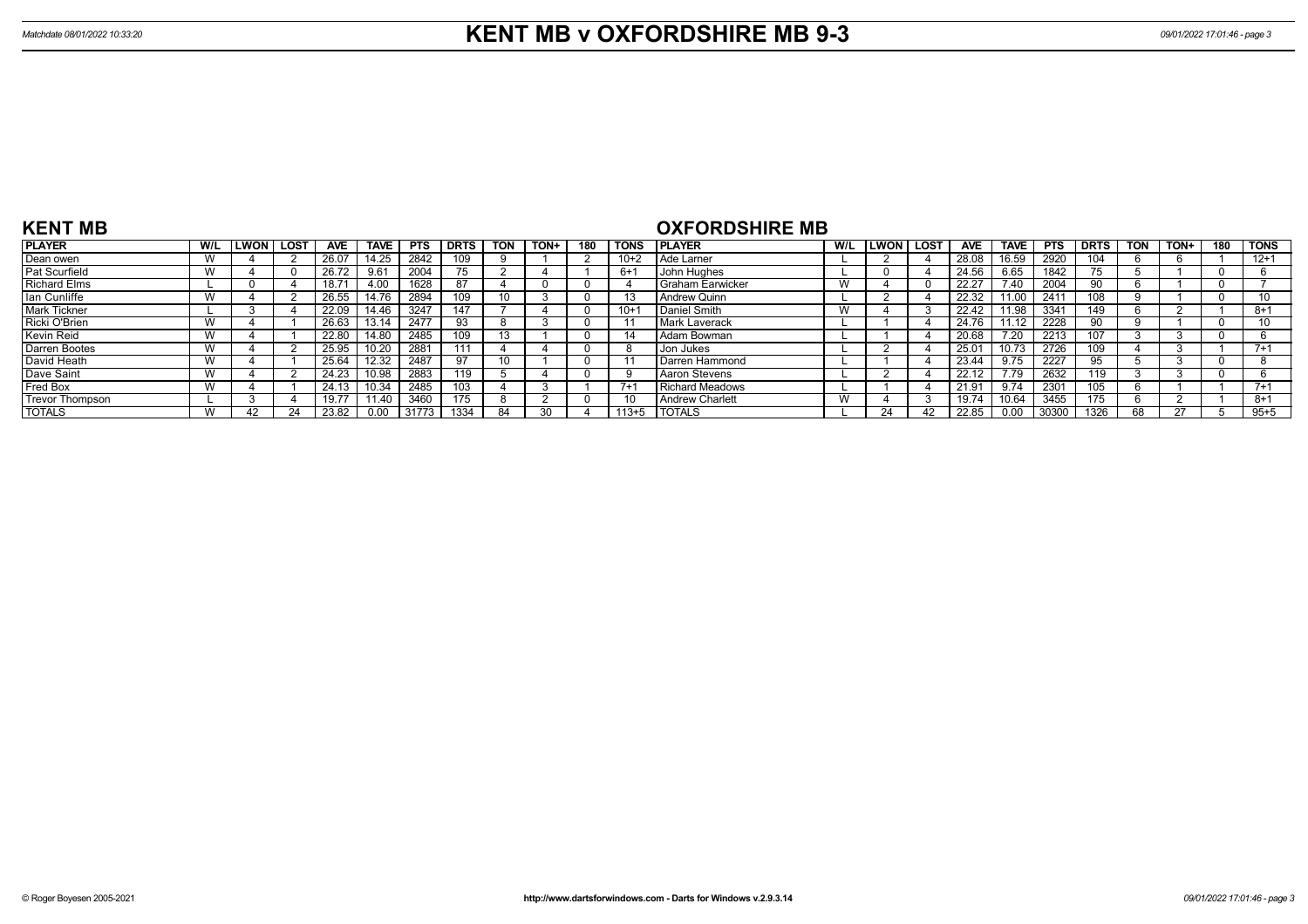# KENT MB v OXFORDSHIRE MB 9-3

Matchdate 08/01/2022 10:33:20

## KENT MB

| PLAYER | W/L | LWON | LOST | AVE | TAVE | PTS | DRTS | TON | TON+ | 180 | TONS |
|---|---|---|---|---|---|---|---|---|---|---|---|
| Dean owen | W | 4 | 2 | 26.07 | 14.25 | 2842 | 109 | 9 | 1 | 2 | 10+2 |
| Pat Scurfield | W | 4 | 0 | 26.72 | 9.61 | 2004 | 75 | 2 | 4 | 1 | 6+1 |
| Richard Elms | L | 0 | 4 | 18.71 | 4.00 | 1628 | 87 | 4 | 0 | 0 | 4 |
| Ian Cunliffe | W | 4 | 2 | 26.55 | 14.76 | 2894 | 109 | 10 | 3 | 0 | 13 |
| Mark Tickner | L | 3 | 4 | 22.09 | 14.46 | 3247 | 147 | 7 | 4 | 0 | 10+1 |
| Ricki O'Brien | W | 4 | 1 | 26.63 | 13.14 | 2477 | 93 | 8 | 3 | 0 | 11 |
| Kevin Reid | W | 4 | 1 | 22.80 | 14.80 | 2485 | 109 | 13 | 1 | 0 | 14 |
| Darren Bootes | W | 4 | 2 | 25.95 | 10.20 | 2881 | 111 | 4 | 4 | 0 | 8 |
| David Heath | W | 4 | 1 | 25.64 | 12.32 | 2487 | 97 | 10 | 1 | 0 | 11 |
| Dave Saint | W | 4 | 2 | 24.23 | 10.98 | 2883 | 119 | 5 | 4 | 0 | 9 |
| Fred Box | W | 4 | 1 | 24.13 | 10.34 | 2485 | 103 | 4 | 3 | 1 | 7+1 |
| Trevor Thompson | L | 3 | 4 | 19.77 | 11.40 | 3460 | 175 | 8 | 2 | 0 | 10 |
| TOTALS | W | 42 | 24 | 23.82 | 0.00 | 31773 | 1334 | 84 | 30 | 4 | 113+5 |

## OXFORDSHIRE MB

| PLAYER | W/L | LWON | LOST | AVE | TAVE | PTS | DRTS | TON | TON+ | 180 | TONS |
|---|---|---|---|---|---|---|---|---|---|---|---|
| Ade Larner | L | 2 | 4 | 28.08 | 16.59 | 2920 | 104 | 6 | 6 | 1 | 12+1 |
| John Hughes | L | 0 | 4 | 24.56 | 6.65 | 1842 | 75 | 5 | 1 | 0 | 6 |
| Graham Earwicker | W | 4 | 0 | 22.27 | 7.40 | 2004 | 90 | 6 | 1 | 0 | 7 |
| Andrew Quinn | L | 2 | 4 | 22.32 | 11.00 | 2411 | 108 | 9 | 1 | 0 | 10 |
| Daniel Smith | W | 4 | 3 | 22.42 | 11.98 | 3341 | 149 | 6 | 2 | 1 | 8+1 |
| Mark Laverack | L | 1 | 4 | 24.76 | 11.12 | 2228 | 90 | 9 | 1 | 0 | 10 |
| Adam Bowman | L | 1 | 4 | 20.68 | 7.20 | 2213 | 107 | 3 | 3 | 0 | 6 |
| Jon Jukes | L | 2 | 4 | 25.01 | 10.73 | 2726 | 109 | 4 | 3 | 1 | 7+1 |
| Darren Hammond | L | 1 | 4 | 23.44 | 9.75 | 2227 | 95 | 5 | 3 | 0 | 8 |
| Aaron Stevens | L | 2 | 4 | 22.12 | 7.79 | 2632 | 119 | 3 | 3 | 0 | 6 |
| Richard Meadows | L | 1 | 4 | 21.91 | 9.74 | 2301 | 105 | 6 | 1 | 1 | 7+1 |
| Andrew Charlett | W | 4 | 3 | 19.74 | 10.64 | 3455 | 175 | 6 | 2 | 1 | 8+1 |
| TOTALS | L | 24 | 42 | 22.85 | 0.00 | 30300 | 1326 | 68 | 27 | 5 | 95+5 |